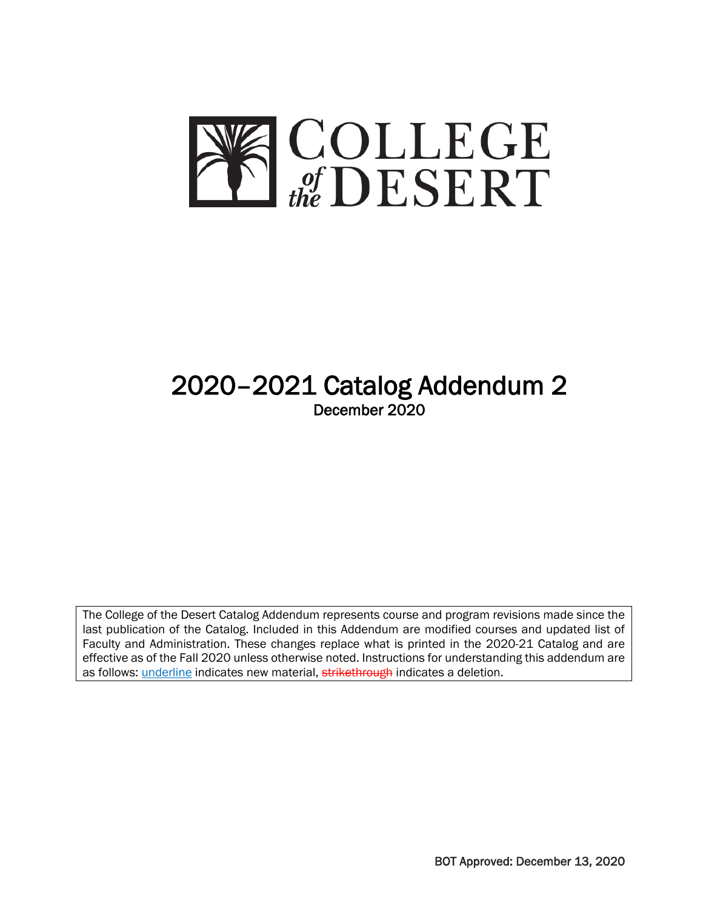# COLLEGE of the DESERT

# 2020–2021 Catalog Addendum 2

December 2020

The College of the Desert Catalog Addendum represents course and program revisions made since the last publication of the Catalog. Included in this Addendum are modified courses and updated list of Faculty and Administration. These changes replace what is printed in the 2020-21 Catalog and are effective as of the Fall 2020 unless otherwise noted. Instructions for understanding this addendum are as follows: underline indicates new material, ~~strikethrough~~ indicates a deletion.

BOT Approved: December 13, 2020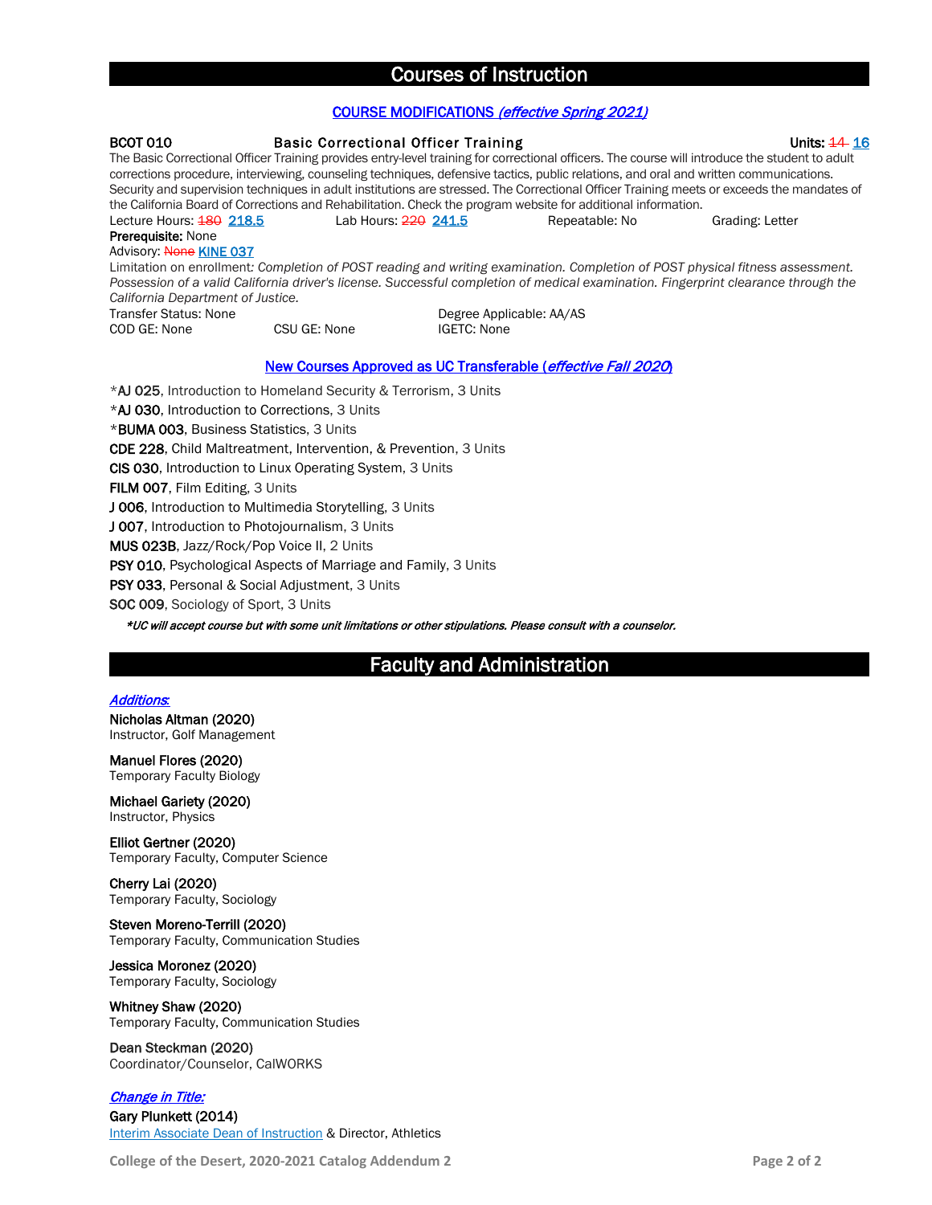# Courses of Instruction

## COURSE MODIFICATIONS *(effective Spring 2021)*

**BCOT 010 Basic Correctional Officer Training Units: ~~14~~ 16**

The Basic Correctional Officer Training provides entry-level training for correctional officers. The course will introduce the student to adult corrections procedure, interviewing, counseling techniques, defensive tactics, public relations, and oral and written communications. Security and supervision techniques in adult institutions are stressed. The Correctional Officer Training meets or exceeds the mandates of the California Board of Corrections and Rehabilitation. Check the program website for additional information.

Lecture Hours: ~~180~~ 218.5 Lab Hours: ~~220~~ 241.5 Repeatable: No Grading: Letter

**Prerequisite:** None

Advisory: ~~None~~ KINE 037

Limitation on enrollment*: Completion of POST reading and writing examination. Completion of POST physical fitness assessment. Possession of a valid California driver's license. Successful completion of medical examination. Fingerprint clearance through the California Department of Justice.*

Transfer Status: None Degree Applicable: AA/AS

COD GE: None CSU GE: None IGETC: None

## New Courses Approved as UC Transferable (*effective Fall 2020*)

*AJ 025, Introduction to Homeland Security & Terrorism, 3 Units

*AJ 030, Introduction to Corrections, 3 Units

*BUMA 003, Business Statistics, 3 Units

CDE 228, Child Maltreatment, Intervention, & Prevention, 3 Units

CIS 030, Introduction to Linux Operating System, 3 Units

FILM 007, Film Editing, 3 Units

J 006, Introduction to Multimedia Storytelling, 3 Units

J 007, Introduction to Photojournalism, 3 Units

MUS 023B, Jazz/Rock/Pop Voice II, 2 Units

PSY 010, Psychological Aspects of Marriage and Family, 3 Units

PSY 033, Personal & Social Adjustment, 3 Units

SOC 009, Sociology of Sport, 3 Units

***UC will accept course but with some unit limitations or other stipulations. Please consult with a counselor.***

# Faculty and Administration

***Additions:***

**Nicholas Altman (2020)**
Instructor, Golf Management

**Manuel Flores (2020)**
Temporary Faculty Biology

**Michael Gariety (2020)**
Instructor, Physics

**Elliot Gertner (2020)**
Temporary Faculty, Computer Science

**Cherry Lai (2020)**
Temporary Faculty, Sociology

**Steven Moreno-Terrill (2020)**
Temporary Faculty, Communication Studies

**Jessica Moronez (2020)**
Temporary Faculty, Sociology

**Whitney Shaw (2020)**
Temporary Faculty, Communication Studies

**Dean Steckman (2020)**
Coordinator/Counselor, CalWORKS

***Change in Title:***

**Gary Plunkett (2014)**
Interim Associate Dean of Instruction & Director, Athletics